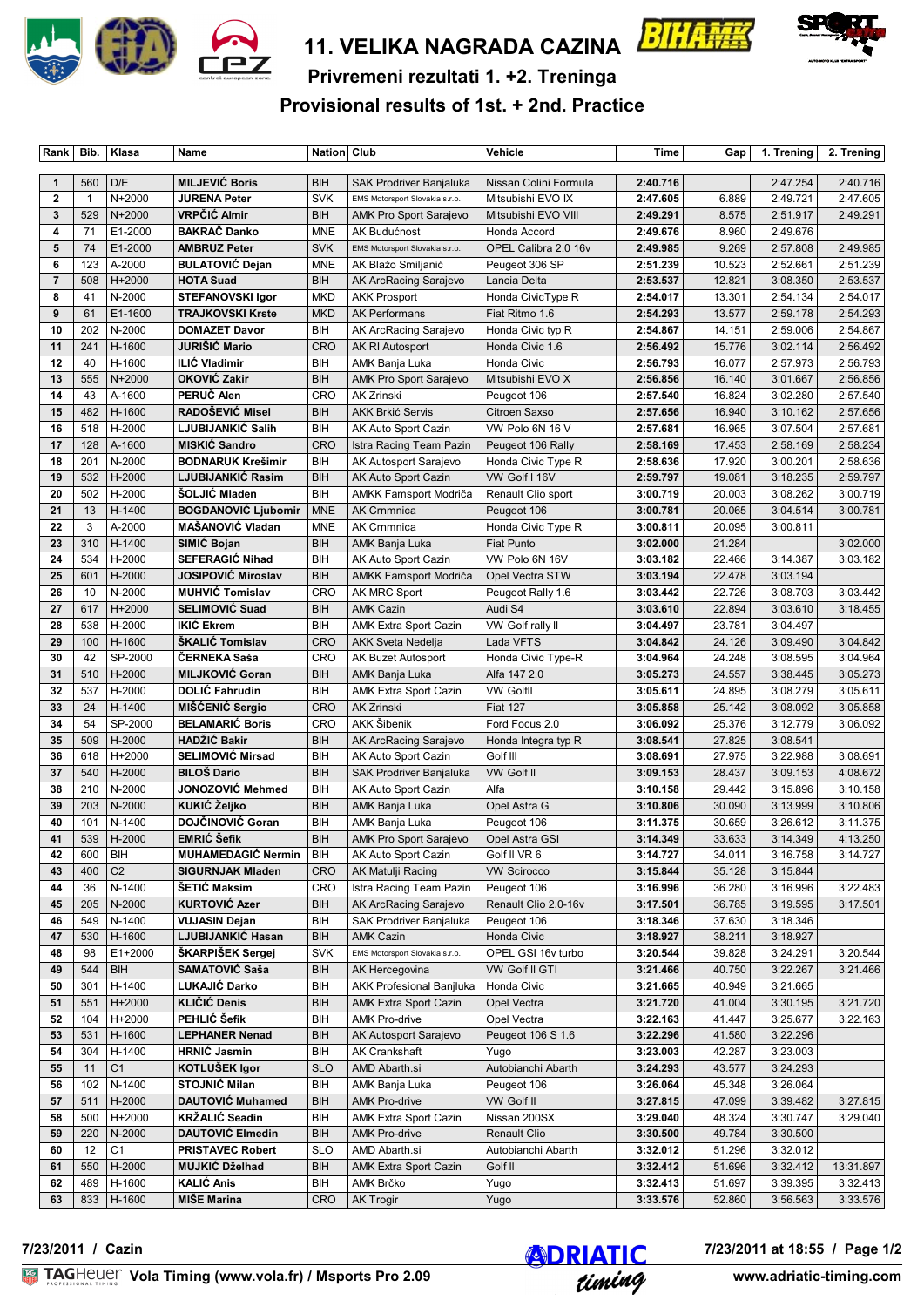# 11. VELIKA NAGRADA CAZINA

## Privremeni rezultati 1. +2. Treninga

## Provisional results of 1st. + 2nd. Practice

| Rank | Bib. | Klasa | Name | Nation | Club | Vehicle | Time | Gap | 1. Trening | 2. Trening |
|---|---|---|---|---|---|---|---|---|---|---|
| 1 | 560 | D/E | **MILJEVIĆ Boris** | BIH | SAK Prodriver Banjaluka | Nissan Colini Formula | **2:40.716** | | 2:47.254 | 2:40.716 |
| 2 | 1 | N+2000 | **JURENA Peter** | SVK | EMS Motorsport Slovakia s.r.o. | Mitsubishi EVO IX | **2:47.605** | 6.889 | 2:49.721 | 2:47.605 |
| 3 | 529 | N+2000 | **VRPČIĆ Almir** | BIH | AMK Pro Sport Sarajevo | Mitsubishi EVO VIII | **2:49.291** | 8.575 | 2:51.917 | 2:49.291 |
| 4 | 71 | E1-2000 | **BAKRAČ Danko** | MNE | AK Budućnost | Honda Accord | **2:49.676** | 8.960 | 2:49.676 | |
| 5 | 74 | E1-2000 | **AMBRUZ Peter** | SVK | EMS Motorsport Slovakia s.r.o. | OPEL Calibra 2.0 16v | **2:49.985** | 9.269 | 2:57.808 | 2:49.985 |
| 6 | 123 | A-2000 | **BULATOVIĆ Dejan** | MNE | AK Blažo Smiljanić | Peugeot 306 SP | **2:51.239** | 10.523 | 2:52.661 | 2:51.239 |
| 7 | 508 | H+2000 | **HOTA Suad** | BIH | AK ArcRacing Sarajevo | Lancia Delta | **2:53.537** | 12.821 | 3:08.350 | 2:53.537 |
| 8 | 41 | N-2000 | **STEFANOVSKI Igor** | MKD | AKK Prosport | Honda CivicType R | **2:54.017** | 13.301 | 2:54.134 | 2:54.017 |
| 9 | 61 | E1-1600 | **TRAJKOVSKI Krste** | MKD | AK Performans | Fiat Ritmo 1.6 | **2:54.293** | 13.577 | 2:59.178 | 2:54.293 |
| 10 | 202 | N-2000 | **DOMAZET Davor** | BIH | AK ArcRacing Sarajevo | Honda Civic typ R | **2:54.867** | 14.151 | 2:59.006 | 2:54.867 |
| 11 | 241 | H-1600 | **JURIŠIĆ Mario** | CRO | AK RI Autosport | Honda Civic 1.6 | **2:56.492** | 15.776 | 3:02.114 | 2:56.492 |
| 12 | 40 | H-1600 | **ILIĆ Vladimir** | BIH | AMK Banja Luka | Honda Civic | **2:56.793** | 16.077 | 2:57.973 | 2:56.793 |
| 13 | 555 | N+2000 | **OKOVIĆ Zakir** | BIH | AMK Pro Sport Sarajevo | Mitsubishi EVO X | **2:56.856** | 16.140 | 3:01.667 | 2:56.856 |
| 14 | 43 | A-1600 | **PERUČ Alen** | CRO | AK Zrinski | Peugeot 106 | **2:57.540** | 16.824 | 3:02.280 | 2:57.540 |
| 15 | 482 | H-1600 | **RADOŠEVIĆ Misel** | BIH | AKK Brkić Servis | Citroen Saxso | **2:57.656** | 16.940 | 3:10.162 | 2:57.656 |
| 16 | 518 | H-2000 | **LJUBIJANKIĆ Salih** | BIH | AK Auto Sport Cazin | VW Polo 6N 16 V | **2:57.681** | 16.965 | 3:07.504 | 2:57.681 |
| 17 | 128 | A-1600 | **MISKIĆ Sandro** | CRO | Istra Racing Team Pazin | Peugeot 106 Rally | **2:58.169** | 17.453 | 2:58.169 | 2:58.234 |
| 18 | 201 | N-2000 | **BODNARUK Krešimir** | BIH | AK Autosport Sarajevo | Honda Civic Type R | **2:58.636** | 17.920 | 3:00.201 | 2:58.636 |
| 19 | 532 | H-2000 | **LJUBIJANKIĆ Rasim** | BIH | AK Auto Sport Cazin | VW Golf I 16V | **2:59.797** | 19.081 | 3:18.235 | 2:59.797 |
| 20 | 502 | H-2000 | **ŠOLJIĆ Mladen** | BIH | AMKK Famsport Modriča | Renault Clio sport | **3:00.719** | 20.003 | 3:08.262 | 3:00.719 |
| 21 | 13 | H-1400 | **BOGDANOVIĆ Ljubomir** | MNE | AK Crnmnica | Peugeot 106 | **3:00.781** | 20.065 | 3:04.514 | 3:00.781 |
| 22 | 3 | A-2000 | **MAŠANOVIĆ Vladan** | MNE | AK Crnmnica | Honda Civic Type R | **3:00.811** | 20.095 | 3:00.811 | |
| 23 | 310 | H-1400 | **SIMIĆ Bojan** | BIH | AMK Banja Luka | Fiat Punto | **3:02.000** | 21.284 | | 3:02.000 |
| 24 | 534 | H-2000 | **SEFERAGIĆ Nihad** | BIH | AK Auto Sport Cazin | VW Polo 6N 16V | **3:03.182** | 22.466 | 3:14.387 | 3:03.182 |
| 25 | 601 | H-2000 | **JOSIPOVIĆ Miroslav** | BIH | AMKK Famsport Modriča | Opel Vectra STW | **3:03.194** | 22.478 | 3:03.194 | |
| 26 | 10 | N-2000 | **MUHVIĆ Tomislav** | CRO | AK MRC Sport | Peugeot Rally 1.6 | **3:03.442** | 22.726 | 3:08.703 | 3:03.442 |
| 27 | 617 | H+2000 | **SELIMOVIĆ Suad** | BIH | AMK Cazin | Audi S4 | **3:03.610** | 22.894 | 3:03.610 | 3:18.455 |
| 28 | 538 | H-2000 | **IKIĆ Ekrem** | BIH | AMK Extra Sport Cazin | VW Golf rally II | **3:04.497** | 23.781 | 3:04.497 | |
| 29 | 100 | H-1600 | **ŠKALIĆ Tomislav** | CRO | AKK Sveta Nedelja | Lada VFTS | **3:04.842** | 24.126 | 3:09.490 | 3:04.842 |
| 30 | 42 | SP-2000 | **ČERNEKA Saša** | CRO | AK Buzet Autosport | Honda Civic Type-R | **3:04.964** | 24.248 | 3:08.595 | 3:04.964 |
| 31 | 510 | H-2000 | **MILJKOVIĆ Goran** | BIH | AMK Banja Luka | Alfa 147 2.0 | **3:05.273** | 24.557 | 3:38.445 | 3:05.273 |
| 32 | 537 | H-2000 | **DOLIĆ Fahrudin** | BIH | AMK Extra Sport Cazin | VW GolfII | **3:05.611** | 24.895 | 3:08.279 | 3:05.611 |
| 33 | 24 | H-1400 | **MIŠĆENIĆ Sergio** | CRO | AK Zrinski | Fiat 127 | **3:05.858** | 25.142 | 3:08.092 | 3:05.858 |
| 34 | 54 | SP-2000 | **BELAMARIĆ Boris** | CRO | AKK Šibenik | Ford Focus 2.0 | **3:06.092** | 25.376 | 3:12.779 | 3:06.092 |
| 35 | 509 | H-2000 | **HADŽIĆ Bakir** | BIH | AK ArcRacing Sarajevo | Honda Integra typ R | **3:08.541** | 27.825 | 3:08.541 | |
| 36 | 618 | H+2000 | **SELIMOVIĆ Mirsad** | BIH | AK Auto Sport Cazin | Golf III | **3:08.691** | 27.975 | 3:22.988 | 3:08.691 |
| 37 | 540 | H-2000 | **BILOŠ Dario** | BIH | SAK Prodriver Banjaluka | VW Golf II | **3:09.153** | 28.437 | 3:09.153 | 4:08.672 |
| 38 | 210 | N-2000 | **JONOZOVIĆ Mehmed** | BIH | AK Auto Sport Cazin | Alfa | **3:10.158** | 29.442 | 3:15.896 | 3:10.158 |
| 39 | 203 | N-2000 | **KUKIĆ Željko** | BIH | AMK Banja Luka | Opel Astra G | **3:10.806** | 30.090 | 3:13.999 | 3:10.806 |
| 40 | 101 | N-1400 | **DOJČINOVIĆ Goran** | BIH | AMK Banja Luka | Peugeot 106 | **3:11.375** | 30.659 | 3:26.612 | 3:11.375 |
| 41 | 539 | H-2000 | **EMRIĆ Šefik** | BIH | AMK Pro Sport Sarajevo | Opel Astra GSI | **3:14.349** | 33.633 | 3:14.349 | 4:13.250 |
| 42 | 600 | BIH | **MUHAMEDAGIĆ Nermin** | BIH | AK Auto Sport Cazin | Golf II VR 6 | **3:14.727** | 34.011 | 3:16.758 | 3:14.727 |
| 43 | 400 | C2 | **SIGURNJAK Mladen** | CRO | AK Matulji Racing | VW Scirocco | **3:15.844** | 35.128 | 3:15.844 | |
| 44 | 36 | N-1400 | **ŠETIĆ Maksim** | CRO | Istra Racing Team Pazin | Peugeot 106 | **3:16.996** | 36.280 | 3:16.996 | 3:22.483 |
| 45 | 205 | N-2000 | **KURTOVIĆ Azer** | BIH | AK ArcRacing Sarajevo | Renault Clio 2.0-16v | **3:17.501** | 36.785 | 3:19.595 | 3:17.501 |
| 46 | 549 | N-1400 | **VUJASIN Dejan** | BIH | SAK Prodriver Banjaluka | Peugeot 106 | **3:18.346** | 37.630 | 3:18.346 | |
| 47 | 530 | H-1600 | **LJUBIJANKIĆ Hasan** | BIH | AMK Cazin | Honda Civic | **3:18.927** | 38.211 | 3:18.927 | |
| 48 | 98 | E1+2000 | **ŠKARPIŠEK Sergej** | SVK | EMS Motorsport Slovakia s.r.o. | OPEL GSI 16v turbo | **3:20.544** | 39.828 | 3:24.291 | 3:20.544 |
| 49 | 544 | BIH | **SAMATOVIĆ Saša** | BIH | AK Hercegovina | VW Golf II GTI | **3:21.466** | 40.750 | 3:22.267 | 3:21.466 |
| 50 | 301 | H-1400 | **LUKAJIĆ Darko** | BIH | AKK Profesional Banjluka | Honda Civic | **3:21.665** | 40.949 | 3:21.665 | |
| 51 | 551 | H+2000 | **KLIČIĆ Denis** | BIH | AMK Extra Sport Cazin | Opel Vectra | **3:21.720** | 41.004 | 3:30.195 | 3:21.720 |
| 52 | 104 | H+2000 | **PEHLIĆ Šefik** | BIH | AMK Pro-drive | Opel Vectra | **3:22.163** | 41.447 | 3:25.677 | 3:22.163 |
| 53 | 531 | H-1600 | **LEPHANER Nenad** | BIH | AK Autosport Sarajevo | Peugeot 106 S 1.6 | **3:22.296** | 41.580 | 3:22.296 | |
| 54 | 304 | H-1400 | **HRNIĆ Jasmin** | BIH | AK Crankshaft | Yugo | **3:23.003** | 42.287 | 3:23.003 | |
| 55 | 11 | C1 | **KOTLUŠEK Igor** | SLO | AMD Abarth.si | Autobianchi Abarth | **3:24.293** | 43.577 | 3:24.293 | |
| 56 | 102 | N-1400 | **STOJNIĆ Milan** | BIH | AMK Banja Luka | Peugeot 106 | **3:26.064** | 45.348 | 3:26.064 | |
| 57 | 511 | H-2000 | **DAUTOVIĆ Muhamed** | BIH | AMK Pro-drive | VW Golf II | **3:27.815** | 47.099 | 3:39.482 | 3:27.815 |
| 58 | 500 | H+2000 | **KRŽALIĆ Seadin** | BIH | AMK Extra Sport Cazin | Nissan 200SX | **3:29.040** | 48.324 | 3:30.747 | 3:29.040 |
| 59 | 220 | N-2000 | **DAUTOVIĆ Elmedin** | BIH | AMK Pro-drive | Renault Clio | **3:30.500** | 49.784 | 3:30.500 | |
| 60 | 12 | C1 | **PRISTAVEC Robert** | SLO | AMD Abarth.si | Autobianchi Abarth | **3:32.012** | 51.296 | 3:32.012 | |
| 61 | 550 | H-2000 | **MUJKIĆ Dželhad** | BIH | AMK Extra Sport Cazin | Golf II | **3:32.412** | 51.696 | 3:32.412 | 13:31.897 |
| 62 | 489 | H-1600 | **KALIĆ Anis** | BIH | AMK Brčko | Yugo | **3:32.413** | 51.697 | 3:39.395 | 3:32.413 |
| 63 | 833 | H-1600 | **MIŠE Marina** | CRO | AK Trogir | Yugo | **3:33.576** | 52.860 | 3:56.563 | 3:33.576 |

7/23/2011 / Cazin

Vola Timing (www.vola.fr) / Msports Pro 2.09

7/23/2011 at 18:55

www.adriatic-timing.com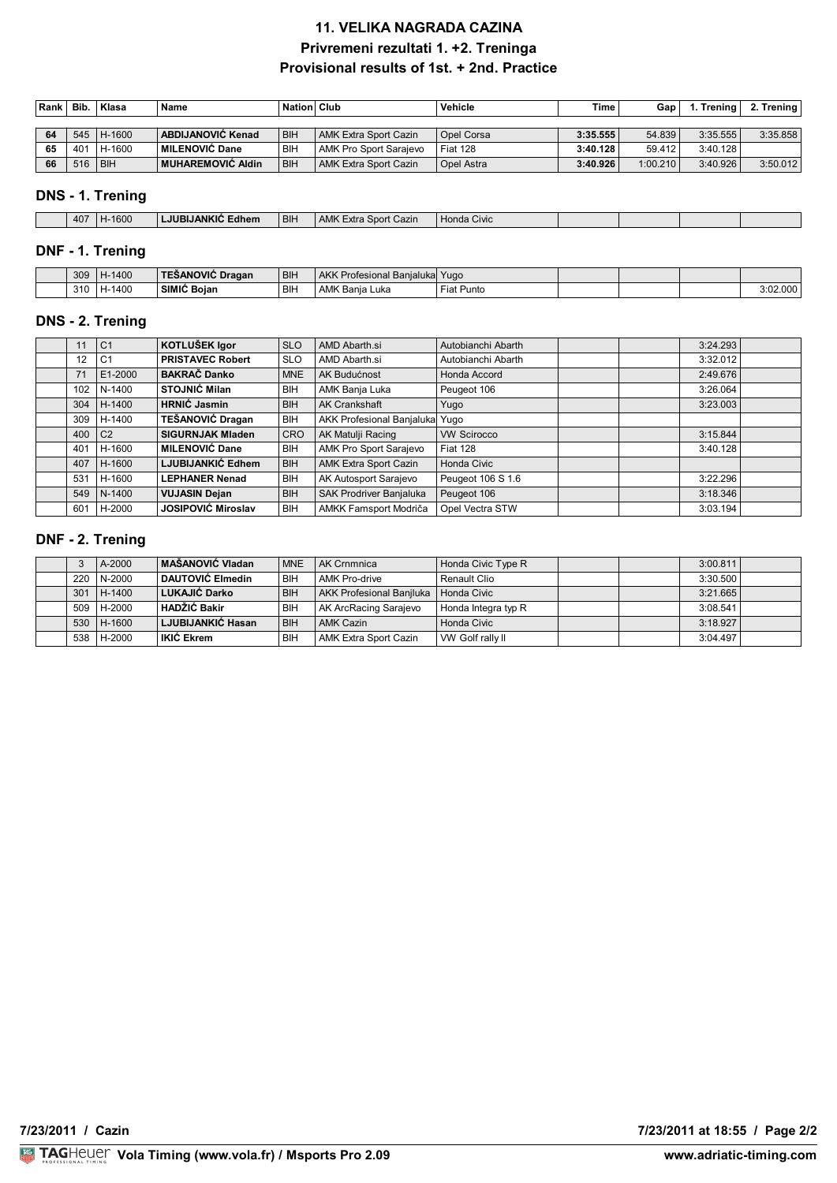# 11. VELIKA NAGRADA CAZINA

## Privremeni rezultati 1. +2. Treninga

## Provisional results of 1st. + 2nd. Practice

| Rank | Bib. | Klasa | Name | Nation | Club | Vehicle | Time | Gap | 1. Trening | 2. Trening |
|---|---|---|---|---|---|---|---|---|---|---|
| 64 | 545 | H-1600 | **ABDIJANOVIĆ Kenad** | BIH | AMK Extra Sport Cazin | Opel Corsa | **3:35.555** | 54.839 | 3:35.555 | 3:35.858 |
| 65 | 401 | H-1600 | **MILENOVIĆ Dane** | BIH | AMK Pro Sport Sarajevo | Fiat 128 | **3:40.128** | 59.412 | 3:40.128 | |
| 66 | 516 | BIH | **MUHAREMOVIĆ Aldin** | BIH | AMK Extra Sport Cazin | Opel Astra | **3:40.926** | 1:00.210 | 3:40.926 | 3:50.012 |

### DNS - 1. Trening

| | | | | | | | | | | |
|---|---|---|---|---|---|---|---|---|---|---|
| | 407 | H-1600 | **LJUBIJANKIĆ Edhem** | BIH | AMK Extra Sport Cazin | Honda Civic | | | | |

### DNF - 1. Trening

| | | | | | | | | | | |
|---|---|---|---|---|---|---|---|---|---|---|
| | 309 | H-1400 | **TEŠANOVIĆ Dragan** | BIH | AKK Profesional Banjaluka | Yugo | | | | |
| | 310 | H-1400 | **SIMIĆ Bojan** | BIH | AMK Banja Luka | Fiat Punto | | | | 3:02.000 |

### DNS - 2. Trening

| | | | | | | | | | | |
|---|---|---|---|---|---|---|---|---|---|---|
| | 11 | C1 | **KOTLUŠEK Igor** | SLO | AMD Abarth.si | Autobianchi Abarth | | | 3:24.293 | |
| | 12 | C1 | **PRISTAVEC Robert** | SLO | AMD Abarth.si | Autobianchi Abarth | | | 3:32.012 | |
| | 71 | E1-2000 | **BAKRAČ Danko** | MNE | AK Budućnost | Honda Accord | | | 2:49.676 | |
| | 102 | N-1400 | **STOJNIĆ Milan** | BIH | AMK Banja Luka | Peugeot 106 | | | 3:26.064 | |
| | 304 | H-1400 | **HRNIĆ Jasmin** | BIH | AK Crankshaft | Yugo | | | 3:23.003 | |
| | 309 | H-1400 | **TEŠANOVIĆ Dragan** | BIH | AKK Profesional Banjaluka | Yugo | | | | |
| | 400 | C2 | **SIGURNJAK Mladen** | CRO | AK Matulji Racing | VW Scirocco | | | 3:15.844 | |
| | 401 | H-1600 | **MILENOVIĆ Dane** | BIH | AMK Pro Sport Sarajevo | Fiat 128 | | | 3:40.128 | |
| | 407 | H-1600 | **LJUBIJANKIĆ Edhem** | BIH | AMK Extra Sport Cazin | Honda Civic | | | | |
| | 531 | H-1600 | **LEPHANER Nenad** | BIH | AK Autosport Sarajevo | Peugeot 106 S 1.6 | | | 3:22.296 | |
| | 549 | N-1400 | **VUJASIN Dejan** | BIH | SAK Prodriver Banjaluka | Peugeot 106 | | | 3:18.346 | |
| | 601 | H-2000 | **JOSIPOVIĆ Miroslav** | BIH | AMKK Famsport Modriča | Opel Vectra STW | | | 3:03.194 | |

### DNF - 2. Trening

| | | | | | | | | | | |
|---|---|---|---|---|---|---|---|---|---|---|
| | 3 | A-2000 | **MAŠANOVIĆ Vladan** | MNE | AK Crnmnica | Honda Civic Type R | | | 3:00.811 | |
| | 220 | N-2000 | **DAUTOVIĆ Elmedin** | BIH | AMK Pro-drive | Renault Clio | | | 3:30.500 | |
| | 301 | H-1400 | **LUKAJIĆ Darko** | BIH | AKK Profesional Banjluka | Honda Civic | | | 3:21.665 | |
| | 509 | H-2000 | **HADŽIĆ Bakir** | BIH | AK ArcRacing Sarajevo | Honda Integra typ R | | | 3:08.541 | |
| | 530 | H-1600 | **LJUBIJANKIĆ Hasan** | BIH | AMK Cazin | Honda Civic | | | 3:18.927 | |
| | 538 | H-2000 | **IKIĆ Ekrem** | BIH | AMK Extra Sport Cazin | VW Golf rally II | | | 3:04.497 | |

**7/23/2011 / Cazin** **7/23/2011 at 18:55**

**Vola Timing (www.vola.fr) / Msports Pro 2.09** **www.adriatic-timing.com**